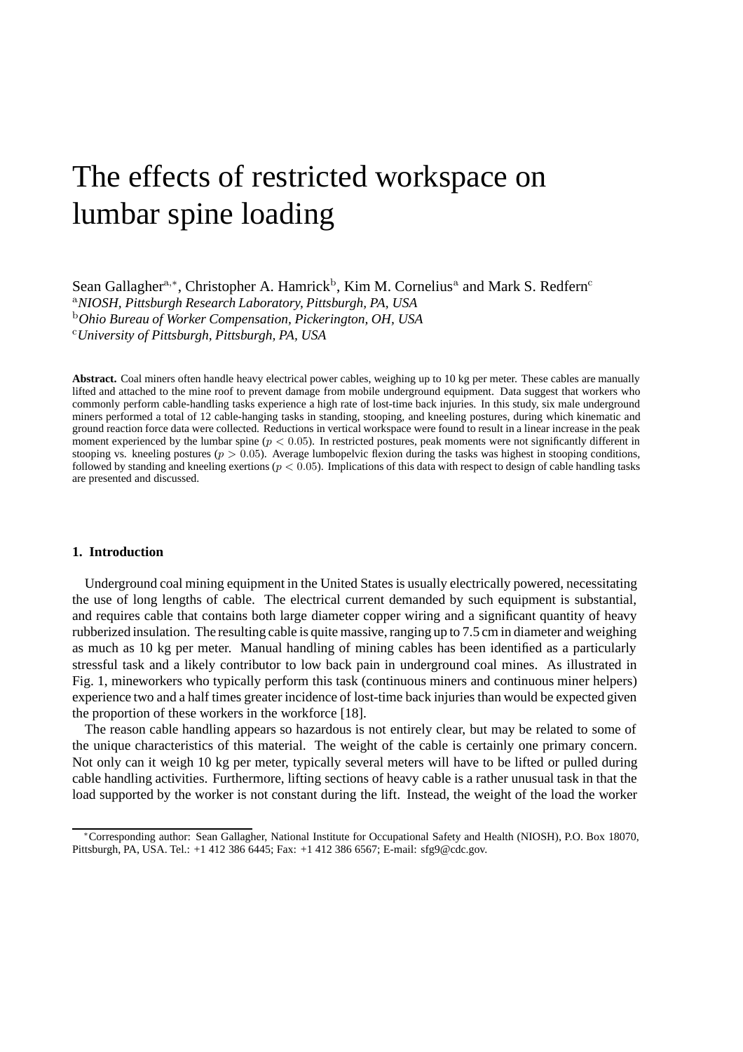# The effects of restricted workspace on lumbar spine loading

Sean Gallagher[a,*], Christopher A. Hamrick[b], Kim M. Cornelius[a] and Mark S. Redfern[c]

[a]*NIOSH, Pittsburgh Research Laboratory, Pittsburgh, PA, USA*
[b]*Ohio Bureau of Worker Compensation, Pickerington, OH, USA*
[c]*University of Pittsburgh, Pittsburgh, PA, USA*

**Abstract.** Coal miners often handle heavy electrical power cables, weighing up to 10 kg per meter. These cables are manually lifted and attached to the mine roof to prevent damage from mobile underground equipment. Data suggest that workers who commonly perform cable-handling tasks experience a high rate of lost-time back injuries. In this study, six male underground miners performed a total of 12 cable-hanging tasks in standing, stooping, and kneeling postures, during which kinematic and ground reaction force data were collected. Reductions in vertical workspace were found to result in a linear increase in the peak moment experienced by the lumbar spine ($p < 0.05$). In restricted postures, peak moments were not significantly different in stooping vs. kneeling postures ($p > 0.05$). Average lumbopelvic flexion during the tasks was highest in stooping conditions, followed by standing and kneeling exertions ($p < 0.05$). Implications of this data with respect to design of cable handling tasks are presented and discussed.

## 1. Introduction

Underground coal mining equipment in the United States is usually electrically powered, necessitating the use of long lengths of cable. The electrical current demanded by such equipment is substantial, and requires cable that contains both large diameter copper wiring and a significant quantity of heavy rubberized insulation. The resulting cable is quite massive, ranging up to 7.5 cm in diameter and weighing as much as 10 kg per meter. Manual handling of mining cables has been identified as a particularly stressful task and a likely contributor to low back pain in underground coal mines. As illustrated in Fig. 1, mineworkers who typically perform this task (continuous miners and continuous miner helpers) experience two and a half times greater incidence of lost-time back injuries than would be expected given the proportion of these workers in the workforce [18].

The reason cable handling appears so hazardous is not entirely clear, but may be related to some of the unique characteristics of this material. The weight of the cable is certainly one primary concern. Not only can it weigh 10 kg per meter, typically several meters will have to be lifted or pulled during cable handling activities. Furthermore, lifting sections of heavy cable is a rather unusual task in that the load supported by the worker is not constant during the lift. Instead, the weight of the load the worker

*Corresponding author: Sean Gallagher, National Institute for Occupational Safety and Health (NIOSH), P.O. Box 18070, Pittsburgh, PA, USA. Tel.: +1 412 386 6445; Fax: +1 412 386 6567; E-mail: sfg9@cdc.gov.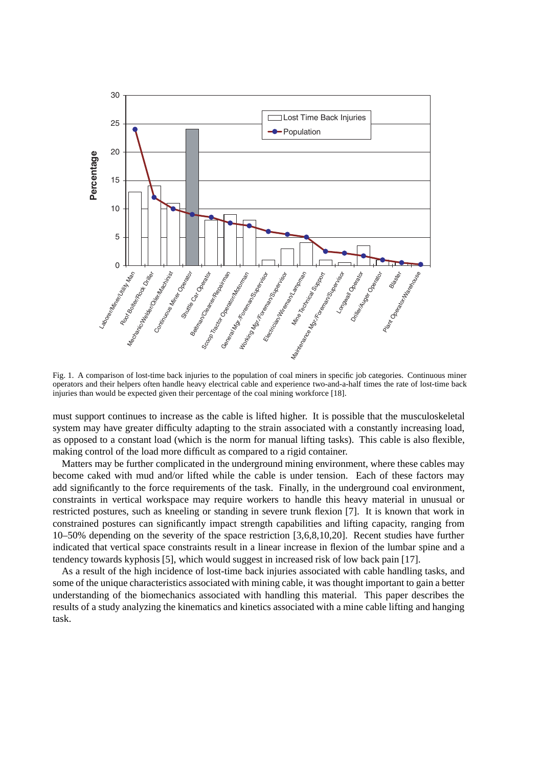Fig. 1. A comparison of lost-time back injuries to the population of coal miners in specific job categories. Continuous miner operators and their helpers often handle heavy electrical cable and experience two-and-a-half times the rate of lost-time back injuries than would be expected given their percentage of the coal mining workforce [18].

must support continues to increase as the cable is lifted higher. It is possible that the musculoskeletal system may have greater difficulty adapting to the strain associated with a constantly increasing load, as opposed to a constant load (which is the norm for manual lifting tasks). This cable is also flexible, making control of the load more difficult as compared to a rigid container.

Matters may be further complicated in the underground mining environment, where these cables may become caked with mud and/or lifted while the cable is under tension. Each of these factors may add significantly to the force requirements of the task. Finally, in the underground coal environment, constraints in vertical workspace may require workers to handle this heavy material in unusual or restricted postures, such as kneeling or standing in severe trunk flexion [7]. It is known that work in constrained postures can significantly impact strength capabilities and lifting capacity, ranging from 10–50% depending on the severity of the space restriction [3,6,8,10,20]. Recent studies have further indicated that vertical space constraints result in a linear increase in flexion of the lumbar spine and a tendency towards kyphosis [5], which would suggest in increased risk of low back pain [17].

As a result of the high incidence of lost-time back injuries associated with cable handling tasks, and some of the unique characteristics associated with mining cable, it was thought important to gain a better understanding of the biomechanics associated with handling this material. This paper describes the results of a study analyzing the kinematics and kinetics associated with a mine cable lifting and hanging task.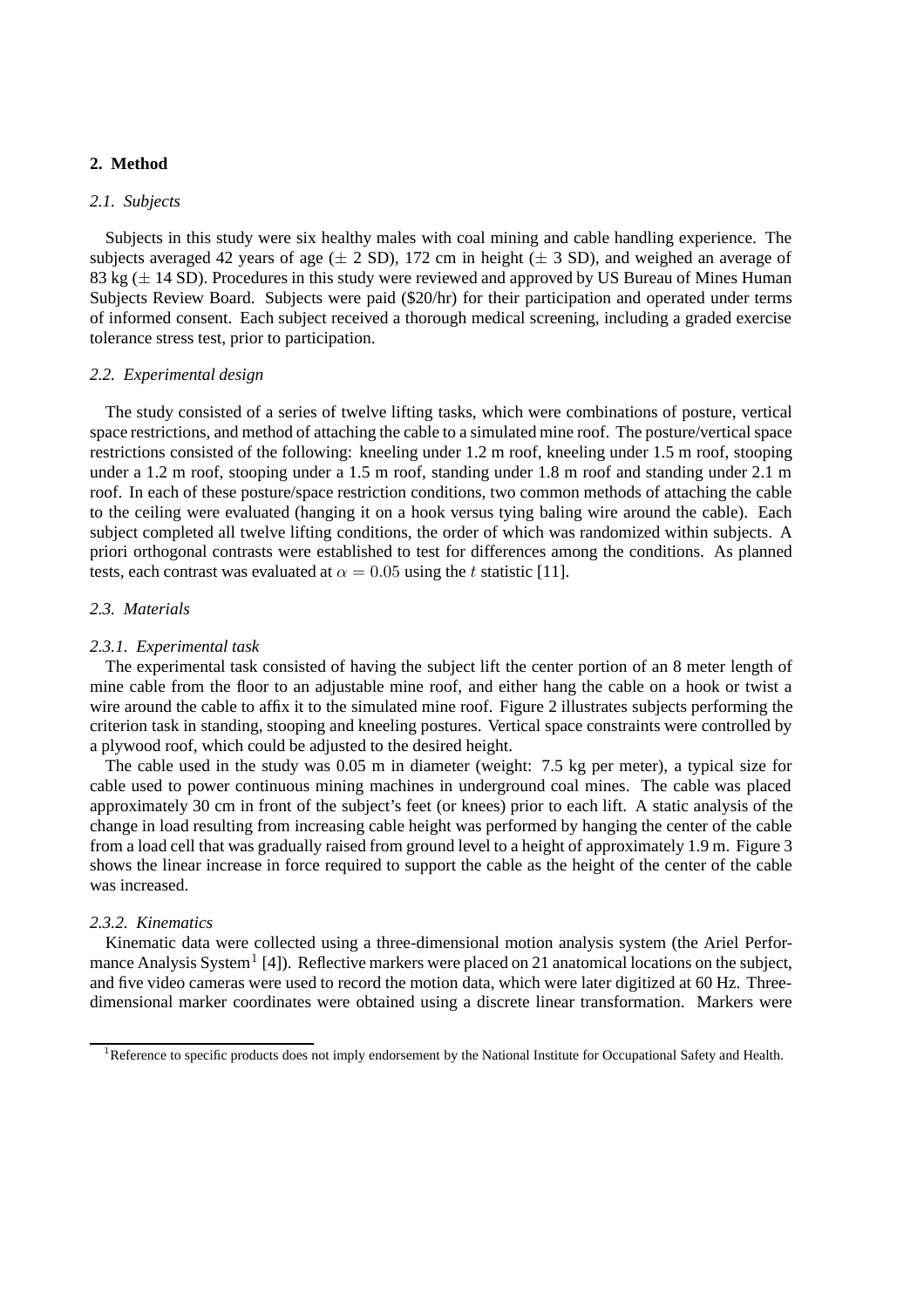## 2. Method

### *2.1. Subjects*

Subjects in this study were six healthy males with coal mining and cable handling experience. The subjects averaged 42 years of age ($\pm$ 2 SD), 172 cm in height ($\pm$ 3 SD), and weighed an average of 83 kg ($\pm$ 14 SD). Procedures in this study were reviewed and approved by US Bureau of Mines Human Subjects Review Board. Subjects were paid ($20/hr) for their participation and operated under terms of informed consent. Each subject received a thorough medical screening, including a graded exercise tolerance stress test, prior to participation.

### *2.2. Experimental design*

The study consisted of a series of twelve lifting tasks, which were combinations of posture, vertical space restrictions, and method of attaching the cable to a simulated mine roof. The posture/vertical space restrictions consisted of the following: kneeling under 1.2 m roof, kneeling under 1.5 m roof, stooping under a 1.2 m roof, stooping under a 1.5 m roof, standing under 1.8 m roof and standing under 2.1 m roof. In each of these posture/space restriction conditions, two common methods of attaching the cable to the ceiling were evaluated (hanging it on a hook versus tying baling wire around the cable). Each subject completed all twelve lifting conditions, the order of which was randomized within subjects. A priori orthogonal contrasts were established to test for differences among the conditions. As planned tests, each contrast was evaluated at $\alpha = 0.05$ using the $t$ statistic [11].

### *2.3. Materials*

#### *2.3.1. Experimental task*

The experimental task consisted of having the subject lift the center portion of an 8 meter length of mine cable from the floor to an adjustable mine roof, and either hang the cable on a hook or twist a wire around the cable to affix it to the simulated mine roof. Figure 2 illustrates subjects performing the criterion task in standing, stooping and kneeling postures. Vertical space constraints were controlled by a plywood roof, which could be adjusted to the desired height.

The cable used in the study was 0.05 m in diameter (weight: 7.5 kg per meter), a typical size for cable used to power continuous mining machines in underground coal mines. The cable was placed approximately 30 cm in front of the subject's feet (or knees) prior to each lift. A static analysis of the change in load resulting from increasing cable height was performed by hanging the center of the cable from a load cell that was gradually raised from ground level to a height of approximately 1.9 m. Figure 3 shows the linear increase in force required to support the cable as the height of the center of the cable was increased.

#### *2.3.2. Kinematics*

Kinematic data were collected using a three-dimensional motion analysis system (the Ariel Performance Analysis System[1] [4]). Reflective markers were placed on 21 anatomical locations on the subject, and five video cameras were used to record the motion data, which were later digitized at 60 Hz. Three-dimensional marker coordinates were obtained using a discrete linear transformation. Markers were

[1]Reference to specific products does not imply endorsement by the National Institute for Occupational Safety and Health.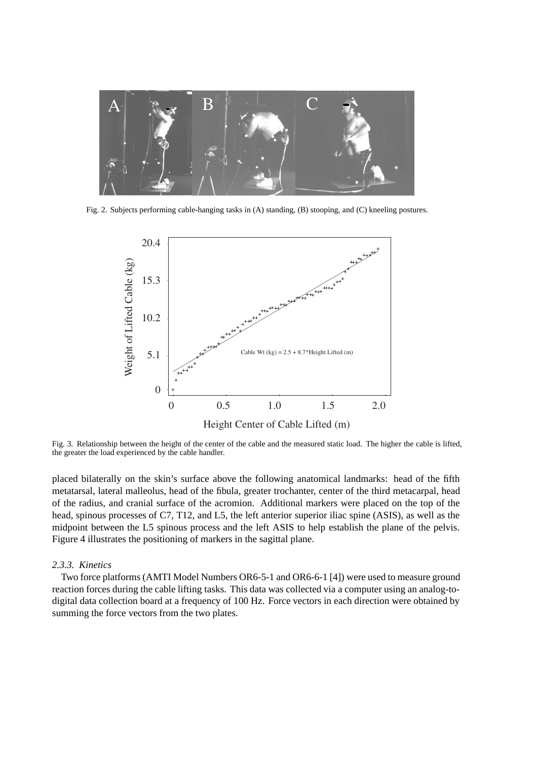Fig. 2. Subjects performing cable-hanging tasks in (A) standing, (B) stooping, and (C) kneeling postures.

Fig. 3. Relationship between the height of the center of the cable and the measured static load. The higher the cable is lifted, the greater the load experienced by the cable handler.

placed bilaterally on the skin's surface above the following anatomical landmarks: head of the fifth metatarsal, lateral malleolus, head of the fibula, greater trochanter, center of the third metacarpal, head of the radius, and cranial surface of the acromion. Additional markers were placed on the top of the head, spinous processes of C7, T12, and L5, the left anterior superior iliac spine (ASIS), as well as the midpoint between the L5 spinous process and the left ASIS to help establish the plane of the pelvis. Figure 4 illustrates the positioning of markers in the sagittal plane.

### *2.3.3. Kinetics*

Two force platforms (AMTI Model Numbers OR6-5-1 and OR6-6-1 [4]) were used to measure ground reaction forces during the cable lifting tasks. This data was collected via a computer using an analog-to-digital data collection board at a frequency of 100 Hz. Force vectors in each direction were obtained by summing the force vectors from the two plates.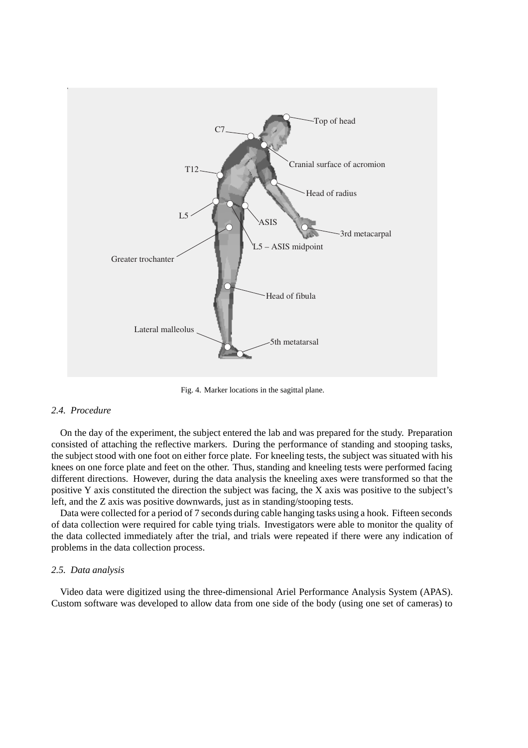Fig. 4. Marker locations in the sagittal plane.

### 2.4. Procedure

On the day of the experiment, the subject entered the lab and was prepared for the study. Preparation consisted of attaching the reflective markers. During the performance of standing and stooping tasks, the subject stood with one foot on either force plate. For kneeling tests, the subject was situated with his knees on one force plate and feet on the other. Thus, standing and kneeling tests were performed facing different directions. However, during the data analysis the kneeling axes were transformed so that the positive Y axis constituted the direction the subject was facing, the X axis was positive to the subject's left, and the Z axis was positive downwards, just as in standing/stooping tests.

Data were collected for a period of 7 seconds during cable hanging tasks using a hook. Fifteen seconds of data collection were required for cable tying trials. Investigators were able to monitor the quality of the data collected immediately after the trial, and trials were repeated if there were any indication of problems in the data collection process.

### 2.5. Data analysis

Video data were digitized using the three-dimensional Ariel Performance Analysis System (APAS). Custom software was developed to allow data from one side of the body (using one set of cameras) to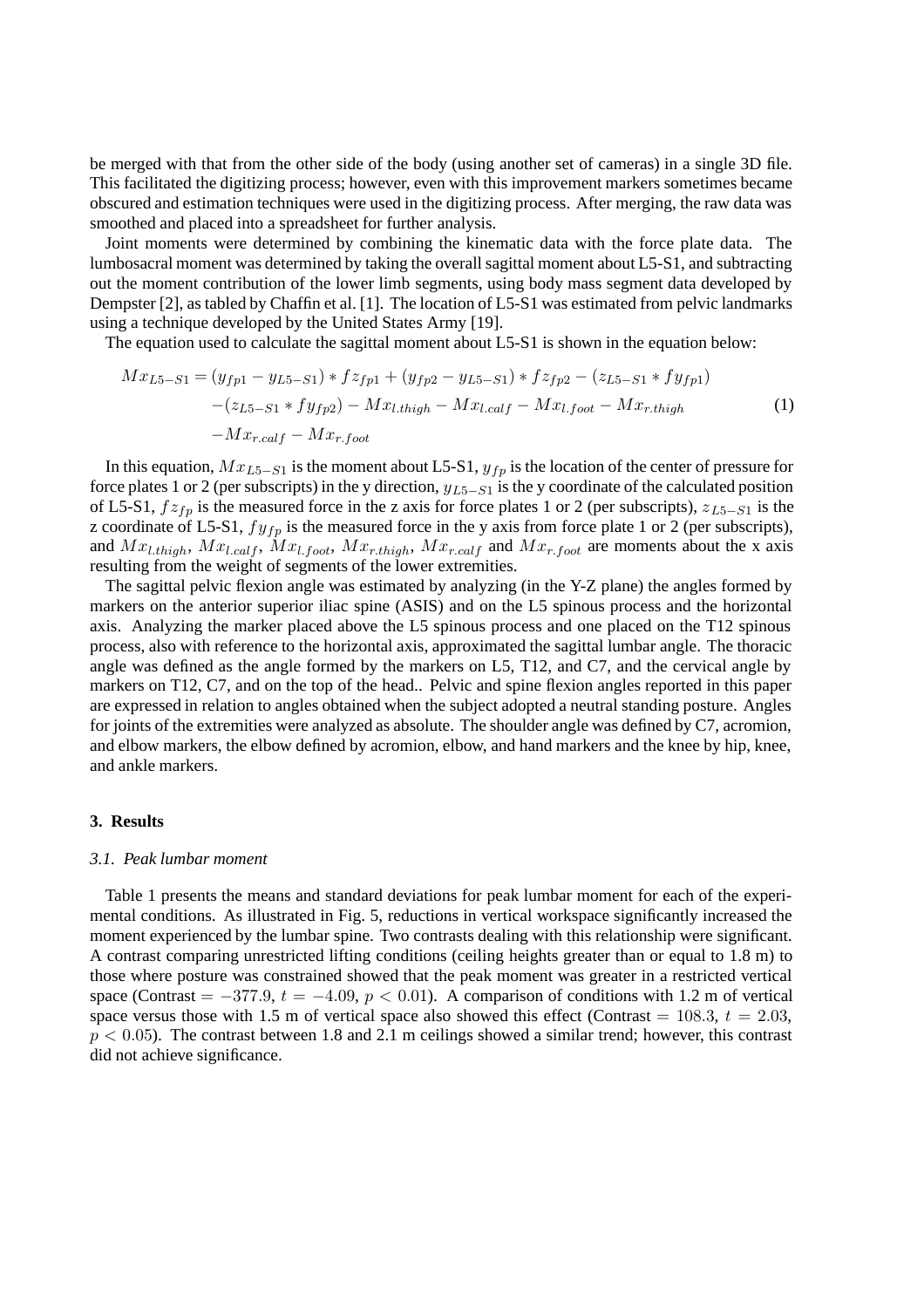be merged with that from the other side of the body (using another set of cameras) in a single 3D file. This facilitated the digitizing process; however, even with this improvement markers sometimes became obscured and estimation techniques were used in the digitizing process. After merging, the raw data was smoothed and placed into a spreadsheet for further analysis.

Joint moments were determined by combining the kinematic data with the force plate data. The lumbosacral moment was determined by taking the overall sagittal moment about L5-S1, and subtracting out the moment contribution of the lower limb segments, using body mass segment data developed by Dempster [2], as tabled by Chaffin et al. [1]. The location of L5-S1 was estimated from pelvic landmarks using a technique developed by the United States Army [19].

The equation used to calculate the sagittal moment about L5-S1 is shown in the equation below:

$$
\begin{aligned}
Mx_{L5-S1} = & (y_{fp1} - y_{L5-S1}) * fz_{fp1} + (y_{fp2} - y_{L5-S1}) * fz_{fp2} - (z_{L5-S1} * fy_{fp1}) \\
& -(z_{L5-S1} * fy_{fp2}) - Mx_{l.thigh} - Mx_{l.calf} - Mx_{l.foot} - Mx_{r.thigh} \\
& -Mx_{r.calf} - Mx_{r.foot}
\end{aligned} \tag{1}
$$

In this equation, $Mx_{L5-S1}$ is the moment about L5-S1, $y_{fp}$ is the location of the center of pressure for force plates 1 or 2 (per subscripts) in the y direction, $y_{L5-S1}$ is the y coordinate of the calculated position of L5-S1, $fz_{fp}$ is the measured force in the z axis for force plates 1 or 2 (per subscripts), $z_{L5-S1}$ is the z coordinate of L5-S1, $fy_{fp}$ is the measured force in the y axis from force plate 1 or 2 (per subscripts), and $Mx_{l.thigh}$, $Mx_{l.calf}$, $Mx_{l.foot}$, $Mx_{r.thigh}$, $Mx_{r.calf}$ and $Mx_{r.foot}$ are moments about the x axis resulting from the weight of segments of the lower extremities.

The sagittal pelvic flexion angle was estimated by analyzing (in the Y-Z plane) the angles formed by markers on the anterior superior iliac spine (ASIS) and on the L5 spinous process and the horizontal axis. Analyzing the marker placed above the L5 spinous process and one placed on the T12 spinous process, also with reference to the horizontal axis, approximated the sagittal lumbar angle. The thoracic angle was defined as the angle formed by the markers on L5, T12, and C7, and the cervical angle by markers on T12, C7, and on the top of the head.. Pelvic and spine flexion angles reported in this paper are expressed in relation to angles obtained when the subject adopted a neutral standing posture. Angles for joints of the extremities were analyzed as absolute. The shoulder angle was defined by C7, acromion, and elbow markers, the elbow defined by acromion, elbow, and hand markers and the knee by hip, knee, and ankle markers.

## 3. Results

### *3.1. Peak lumbar moment*

Table 1 presents the means and standard deviations for peak lumbar moment for each of the experimental conditions. As illustrated in Fig. 5, reductions in vertical workspace significantly increased the moment experienced by the lumbar spine. Two contrasts dealing with this relationship were significant. A contrast comparing unrestricted lifting conditions (ceiling heights greater than or equal to 1.8 m) to those where posture was constrained showed that the peak moment was greater in a restricted vertical space (Contrast $= -377.9$, $t = -4.09$, $p < 0.01$). A comparison of conditions with 1.2 m of vertical space versus those with 1.5 m of vertical space also showed this effect (Contrast $= 108.3$, $t = 2.03$, $p < 0.05$). The contrast between 1.8 and 2.1 m ceilings showed a similar trend; however, this contrast did not achieve significance.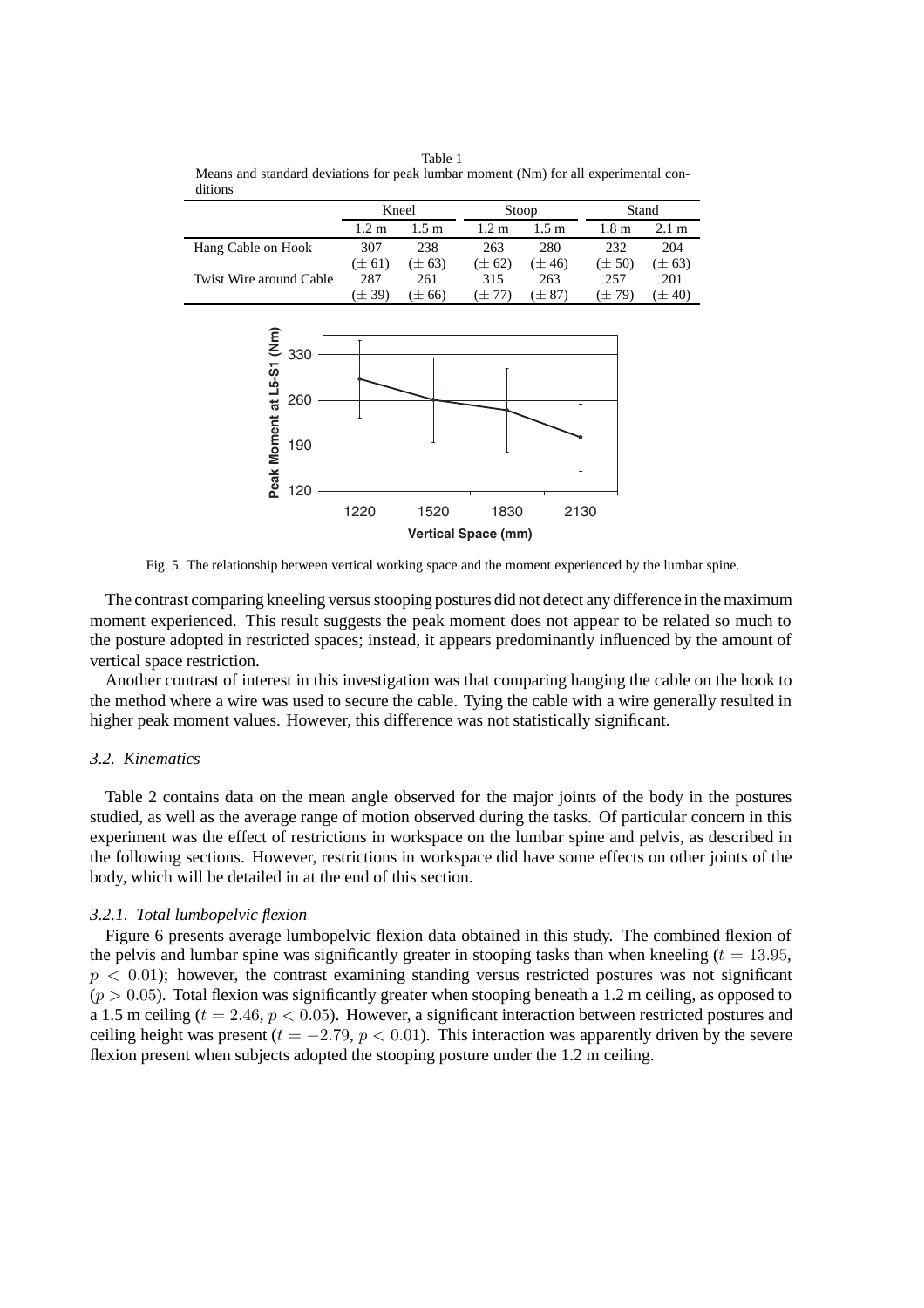Table 1
Means and standard deviations for peak lumbar moment (Nm) for all experimental conditions

| | Kneel | | Stoop | | Stand | |
|---|---|---|---|---|---|---|
| | 1.2 m | 1.5 m | 1.2 m | 1.5 m | 1.8 m | 2.1 m |
| Hang Cable on Hook | 307 (± 61) | 238 (± 63) | 263 (± 62) | 280 (± 46) | 232 (± 50) | 204 (± 63) |
| Twist Wire around Cable | 287 (± 39) | 261 (± 66) | 315 (± 77) | 263 (± 87) | 257 (± 79) | 201 (± 40) |

Fig. 5. The relationship between vertical working space and the moment experienced by the lumbar spine.

The contrast comparing kneeling versus stooping postures did not detect any difference in the maximum moment experienced. This result suggests the peak moment does not appear to be related so much to the posture adopted in restricted spaces; instead, it appears predominantly influenced by the amount of vertical space restriction.

Another contrast of interest in this investigation was that comparing hanging the cable on the hook to the method where a wire was used to secure the cable. Tying the cable with a wire generally resulted in higher peak moment values. However, this difference was not statistically significant.

### *3.2. Kinematics*

Table 2 contains data on the mean angle observed for the major joints of the body in the postures studied, as well as the average range of motion observed during the tasks. Of particular concern in this experiment was the effect of restrictions in workspace on the lumbar spine and pelvis, as described in the following sections. However, restrictions in workspace did have some effects on other joints of the body, which will be detailed in at the end of this section.

#### *3.2.1. Total lumbopelvic flexion*

Figure 6 presents average lumbopelvic flexion data obtained in this study. The combined flexion of the pelvis and lumbar spine was significantly greater in stooping tasks than when kneeling ($t = 13.95$, $p < 0.01$); however, the contrast examining standing versus restricted postures was not significant ($p > 0.05$). Total flexion was significantly greater when stooping beneath a 1.2 m ceiling, as opposed to a 1.5 m ceiling ($t = 2.46$, $p < 0.05$). However, a significant interaction between restricted postures and ceiling height was present ($t = -2.79$, $p < 0.01$). This interaction was apparently driven by the severe flexion present when subjects adopted the stooping posture under the 1.2 m ceiling.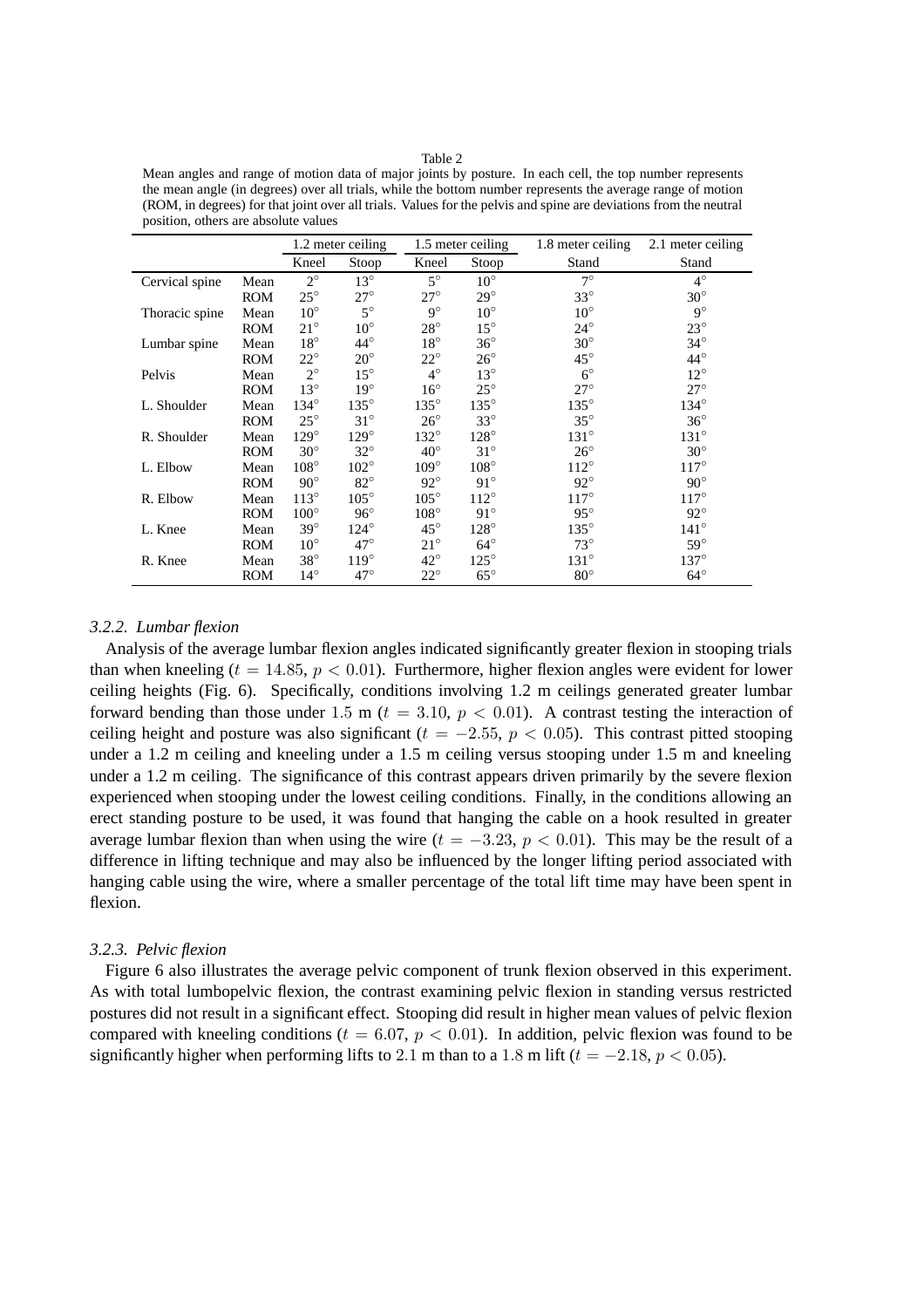Table 2

Mean angles and range of motion data of major joints by posture. In each cell, the top number represents the mean angle (in degrees) over all trials, while the bottom number represents the average range of motion (ROM, in degrees) for that joint over all trials. Values for the pelvis and spine are deviations from the neutral position, others are absolute values

| | | 1.2 meter ceiling | | 1.5 meter ceiling | | 1.8 meter ceiling | 2.1 meter ceiling |
|---|---|---|---|---|---|---|---|
| | | Kneel | Stoop | Kneel | Stoop | Stand | Stand |
| Cervical spine | Mean | 2° | 13° | 5° | 10° | 7° | 4° |
| | ROM | 25° | 27° | 27° | 29° | 33° | 30° |
| Thoracic spine | Mean | 10° | 5° | 9° | 10° | 10° | 9° |
| | ROM | 21° | 10° | 28° | 15° | 24° | 23° |
| Lumbar spine | Mean | 18° | 44° | 18° | 36° | 30° | 34° |
| | ROM | 22° | 20° | 22° | 26° | 45° | 44° |
| Pelvis | Mean | 2° | 15° | 4° | 13° | 6° | 12° |
| | ROM | 13° | 19° | 16° | 25° | 27° | 27° |
| L. Shoulder | Mean | 134° | 135° | 135° | 135° | 135° | 134° |
| | ROM | 25° | 31° | 26° | 33° | 35° | 36° |
| R. Shoulder | Mean | 129° | 129° | 132° | 128° | 131° | 131° |
| | ROM | 30° | 32° | 40° | 31° | 26° | 30° |
| L. Elbow | Mean | 108° | 102° | 109° | 108° | 112° | 117° |
| | ROM | 90° | 82° | 92° | 91° | 92° | 90° |
| R. Elbow | Mean | 113° | 105° | 105° | 112° | 117° | 117° |
| | ROM | 100° | 96° | 108° | 91° | 95° | 92° |
| L. Knee | Mean | 39° | 124° | 45° | 128° | 135° | 141° |
| | ROM | 10° | 47° | 21° | 64° | 73° | 59° |
| R. Knee | Mean | 38° | 119° | 42° | 125° | 131° | 137° |
| | ROM | 14° | 47° | 22° | 65° | 80° | 64° |

### *3.2.2. Lumbar flexion*

Analysis of the average lumbar flexion angles indicated significantly greater flexion in stooping trials than when kneeling ($t = 14.85$, $p < 0.01$). Furthermore, higher flexion angles were evident for lower ceiling heights (Fig. 6). Specifically, conditions involving 1.2 m ceilings generated greater lumbar forward bending than those under 1.5 m ($t = 3.10$, $p < 0.01$). A contrast testing the interaction of ceiling height and posture was also significant ($t = -2.55$, $p < 0.05$). This contrast pitted stooping under a 1.2 m ceiling and kneeling under a 1.5 m ceiling versus stooping under 1.5 m and kneeling under a 1.2 m ceiling. The significance of this contrast appears driven primarily by the severe flexion experienced when stooping under the lowest ceiling conditions. Finally, in the conditions allowing an erect standing posture to be used, it was found that hanging the cable on a hook resulted in greater average lumbar flexion than when using the wire ($t = -3.23$, $p < 0.01$). This may be the result of a difference in lifting technique and may also be influenced by the longer lifting period associated with hanging cable using the wire, where a smaller percentage of the total lift time may have been spent in flexion.

### *3.2.3. Pelvic flexion*

Figure 6 also illustrates the average pelvic component of trunk flexion observed in this experiment. As with total lumbopelvic flexion, the contrast examining pelvic flexion in standing versus restricted postures did not result in a significant effect. Stooping did result in higher mean values of pelvic flexion compared with kneeling conditions ($t = 6.07$, $p < 0.01$). In addition, pelvic flexion was found to be significantly higher when performing lifts to 2.1 m than to a 1.8 m lift ($t = -2.18$, $p < 0.05$).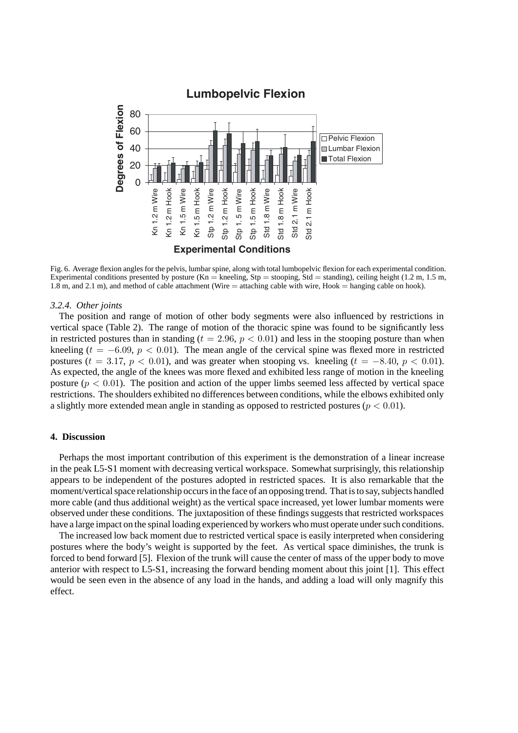Fig. 6. Average flexion angles for the pelvis, lumbar spine, along with total lumbopelvic flexion for each experimental condition. Experimental conditions presented by posture (Kn = kneeling, Stp = stooping, Std = standing), ceiling height (1.2 m, 1.5 m, 1.8 m, and 2.1 m), and method of cable attachment (Wire = attaching cable with wire, Hook = hanging cable on hook).

*3.2.4. Other joints*

The position and range of motion of other body segments were also influenced by restrictions in vertical space (Table 2). The range of motion of the thoracic spine was found to be significantly less in restricted postures than in standing ($t = 2.96$, $p < 0.01$) and less in the stooping posture than when kneeling ($t = -6.09$, $p < 0.01$). The mean angle of the cervical spine was flexed more in restricted postures ($t = 3.17$, $p < 0.01$), and was greater when stooping vs. kneeling ($t = -8.40$, $p < 0.01$). As expected, the angle of the knees was more flexed and exhibited less range of motion in the kneeling posture ($p < 0.01$). The position and action of the upper limbs seemed less affected by vertical space restrictions. The shoulders exhibited no differences between conditions, while the elbows exhibited only a slightly more extended mean angle in standing as opposed to restricted postures ($p < 0.01$).

## 4. Discussion

Perhaps the most important contribution of this experiment is the demonstration of a linear increase in the peak L5-S1 moment with decreasing vertical workspace. Somewhat surprisingly, this relationship appears to be independent of the postures adopted in restricted spaces. It is also remarkable that the moment/vertical space relationship occurs in the face of an opposing trend. That is to say, subjects handled more cable (and thus additional weight) as the vertical space increased, yet lower lumbar moments were observed under these conditions. The juxtaposition of these findings suggests that restricted workspaces have a large impact on the spinal loading experienced by workers who must operate under such conditions.

The increased low back moment due to restricted vertical space is easily interpreted when considering postures where the body's weight is supported by the feet. As vertical space diminishes, the trunk is forced to bend forward [5]. Flexion of the trunk will cause the center of mass of the upper body to move anterior with respect to L5-S1, increasing the forward bending moment about this joint [1]. This effect would be seen even in the absence of any load in the hands, and adding a load will only magnify this effect.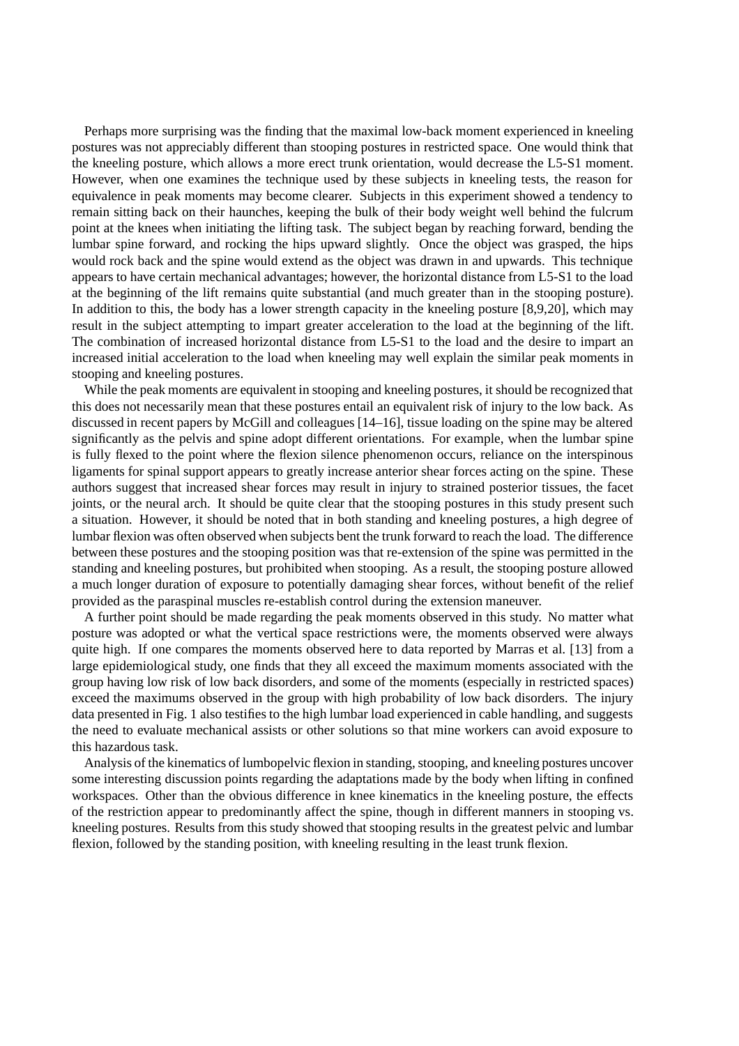Perhaps more surprising was the finding that the maximal low-back moment experienced in kneeling postures was not appreciably different than stooping postures in restricted space. One would think that the kneeling posture, which allows a more erect trunk orientation, would decrease the L5-S1 moment. However, when one examines the technique used by these subjects in kneeling tests, the reason for equivalence in peak moments may become clearer. Subjects in this experiment showed a tendency to remain sitting back on their haunches, keeping the bulk of their body weight well behind the fulcrum point at the knees when initiating the lifting task. The subject began by reaching forward, bending the lumbar spine forward, and rocking the hips upward slightly. Once the object was grasped, the hips would rock back and the spine would extend as the object was drawn in and upwards. This technique appears to have certain mechanical advantages; however, the horizontal distance from L5-S1 to the load at the beginning of the lift remains quite substantial (and much greater than in the stooping posture). In addition to this, the body has a lower strength capacity in the kneeling posture [8,9,20], which may result in the subject attempting to impart greater acceleration to the load at the beginning of the lift. The combination of increased horizontal distance from L5-S1 to the load and the desire to impart an increased initial acceleration to the load when kneeling may well explain the similar peak moments in stooping and kneeling postures.

While the peak moments are equivalent in stooping and kneeling postures, it should be recognized that this does not necessarily mean that these postures entail an equivalent risk of injury to the low back. As discussed in recent papers by McGill and colleagues [14–16], tissue loading on the spine may be altered significantly as the pelvis and spine adopt different orientations. For example, when the lumbar spine is fully flexed to the point where the flexion silence phenomenon occurs, reliance on the interspinous ligaments for spinal support appears to greatly increase anterior shear forces acting on the spine. These authors suggest that increased shear forces may result in injury to strained posterior tissues, the facet joints, or the neural arch. It should be quite clear that the stooping postures in this study present such a situation. However, it should be noted that in both standing and kneeling postures, a high degree of lumbar flexion was often observed when subjects bent the trunk forward to reach the load. The difference between these postures and the stooping position was that re-extension of the spine was permitted in the standing and kneeling postures, but prohibited when stooping. As a result, the stooping posture allowed a much longer duration of exposure to potentially damaging shear forces, without benefit of the relief provided as the paraspinal muscles re-establish control during the extension maneuver.

A further point should be made regarding the peak moments observed in this study. No matter what posture was adopted or what the vertical space restrictions were, the moments observed were always quite high. If one compares the moments observed here to data reported by Marras et al. [13] from a large epidemiological study, one finds that they all exceed the maximum moments associated with the group having low risk of low back disorders, and some of the moments (especially in restricted spaces) exceed the maximums observed in the group with high probability of low back disorders. The injury data presented in Fig. 1 also testifies to the high lumbar load experienced in cable handling, and suggests the need to evaluate mechanical assists or other solutions so that mine workers can avoid exposure to this hazardous task.

Analysis of the kinematics of lumbopelvic flexion in standing, stooping, and kneeling postures uncover some interesting discussion points regarding the adaptations made by the body when lifting in confined workspaces. Other than the obvious difference in knee kinematics in the kneeling posture, the effects of the restriction appear to predominantly affect the spine, though in different manners in stooping vs. kneeling postures. Results from this study showed that stooping results in the greatest pelvic and lumbar flexion, followed by the standing position, with kneeling resulting in the least trunk flexion.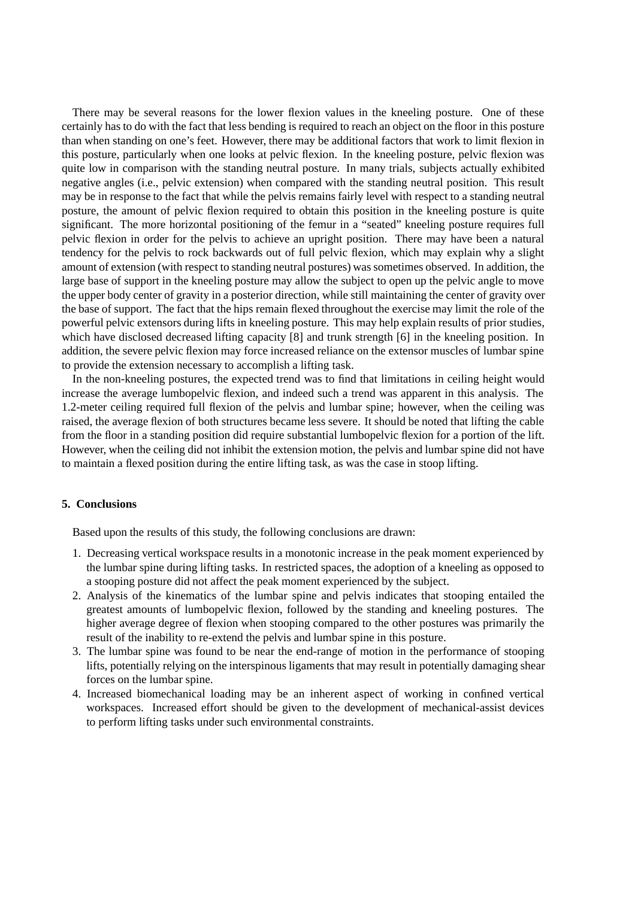There may be several reasons for the lower flexion values in the kneeling posture. One of these certainly has to do with the fact that less bending is required to reach an object on the floor in this posture than when standing on one's feet. However, there may be additional factors that work to limit flexion in this posture, particularly when one looks at pelvic flexion. In the kneeling posture, pelvic flexion was quite low in comparison with the standing neutral posture. In many trials, subjects actually exhibited negative angles (i.e., pelvic extension) when compared with the standing neutral position. This result may be in response to the fact that while the pelvis remains fairly level with respect to a standing neutral posture, the amount of pelvic flexion required to obtain this position in the kneeling posture is quite significant. The more horizontal positioning of the femur in a "seated" kneeling posture requires full pelvic flexion in order for the pelvis to achieve an upright position. There may have been a natural tendency for the pelvis to rock backwards out of full pelvic flexion, which may explain why a slight amount of extension (with respect to standing neutral postures) was sometimes observed. In addition, the large base of support in the kneeling posture may allow the subject to open up the pelvic angle to move the upper body center of gravity in a posterior direction, while still maintaining the center of gravity over the base of support. The fact that the hips remain flexed throughout the exercise may limit the role of the powerful pelvic extensors during lifts in kneeling posture. This may help explain results of prior studies, which have disclosed decreased lifting capacity [8] and trunk strength [6] in the kneeling position. In addition, the severe pelvic flexion may force increased reliance on the extensor muscles of lumbar spine to provide the extension necessary to accomplish a lifting task.

In the non-kneeling postures, the expected trend was to find that limitations in ceiling height would increase the average lumbopelvic flexion, and indeed such a trend was apparent in this analysis. The 1.2-meter ceiling required full flexion of the pelvis and lumbar spine; however, when the ceiling was raised, the average flexion of both structures became less severe. It should be noted that lifting the cable from the floor in a standing position did require substantial lumbopelvic flexion for a portion of the lift. However, when the ceiling did not inhibit the extension motion, the pelvis and lumbar spine did not have to maintain a flexed position during the entire lifting task, as was the case in stoop lifting.

## 5. Conclusions

Based upon the results of this study, the following conclusions are drawn:

1. Decreasing vertical workspace results in a monotonic increase in the peak moment experienced by the lumbar spine during lifting tasks. In restricted spaces, the adoption of a kneeling as opposed to a stooping posture did not affect the peak moment experienced by the subject.
2. Analysis of the kinematics of the lumbar spine and pelvis indicates that stooping entailed the greatest amounts of lumbopelvic flexion, followed by the standing and kneeling postures. The higher average degree of flexion when stooping compared to the other postures was primarily the result of the inability to re-extend the pelvis and lumbar spine in this posture.
3. The lumbar spine was found to be near the end-range of motion in the performance of stooping lifts, potentially relying on the interspinous ligaments that may result in potentially damaging shear forces on the lumbar spine.
4. Increased biomechanical loading may be an inherent aspect of working in confined vertical workspaces. Increased effort should be given to the development of mechanical-assist devices to perform lifting tasks under such environmental constraints.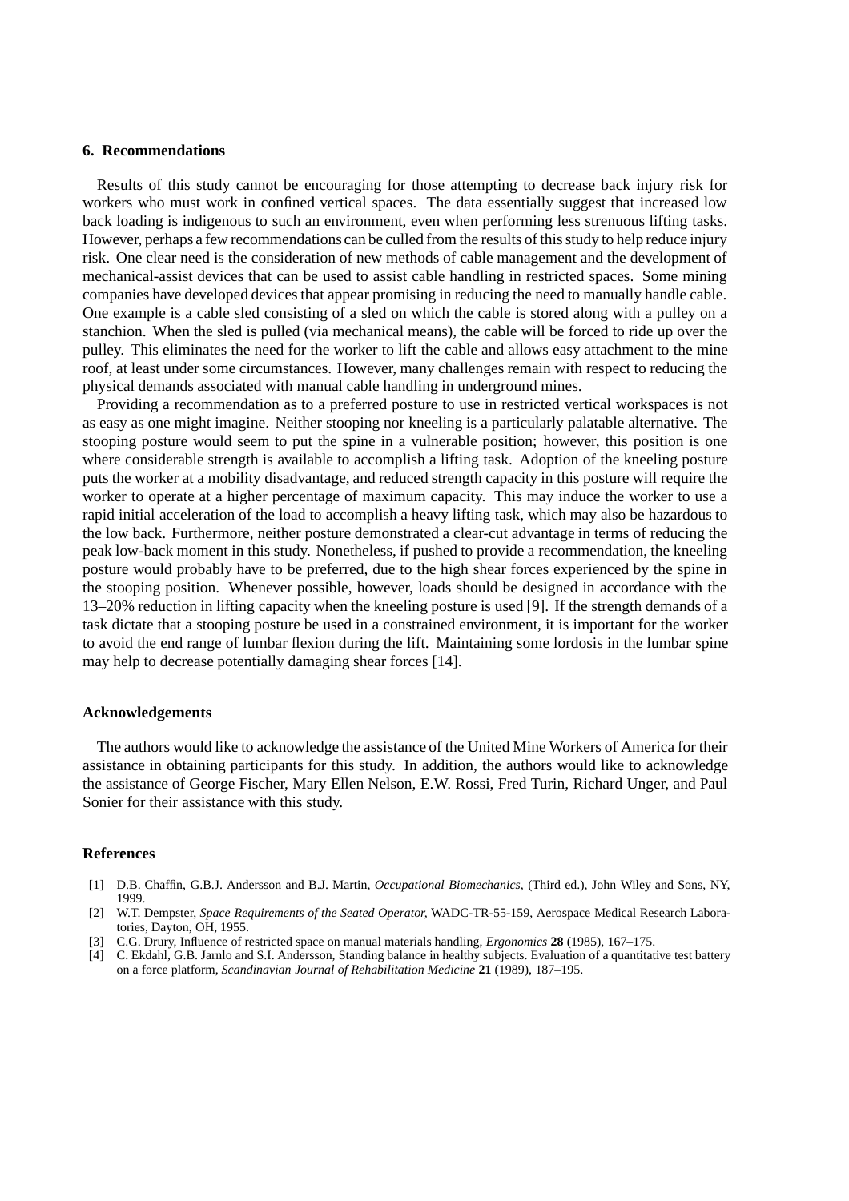## 6. Recommendations

Results of this study cannot be encouraging for those attempting to decrease back injury risk for workers who must work in confined vertical spaces. The data essentially suggest that increased low back loading is indigenous to such an environment, even when performing less strenuous lifting tasks. However, perhaps a few recommendations can be culled from the results of this study to help reduce injury risk. One clear need is the consideration of new methods of cable management and the development of mechanical-assist devices that can be used to assist cable handling in restricted spaces. Some mining companies have developed devices that appear promising in reducing the need to manually handle cable. One example is a cable sled consisting of a sled on which the cable is stored along with a pulley on a stanchion. When the sled is pulled (via mechanical means), the cable will be forced to ride up over the pulley. This eliminates the need for the worker to lift the cable and allows easy attachment to the mine roof, at least under some circumstances. However, many challenges remain with respect to reducing the physical demands associated with manual cable handling in underground mines.

Providing a recommendation as to a preferred posture to use in restricted vertical workspaces is not as easy as one might imagine. Neither stooping nor kneeling is a particularly palatable alternative. The stooping posture would seem to put the spine in a vulnerable position; however, this position is one where considerable strength is available to accomplish a lifting task. Adoption of the kneeling posture puts the worker at a mobility disadvantage, and reduced strength capacity in this posture will require the worker to operate at a higher percentage of maximum capacity. This may induce the worker to use a rapid initial acceleration of the load to accomplish a heavy lifting task, which may also be hazardous to the low back. Furthermore, neither posture demonstrated a clear-cut advantage in terms of reducing the peak low-back moment in this study. Nonetheless, if pushed to provide a recommendation, the kneeling posture would probably have to be preferred, due to the high shear forces experienced by the spine in the stooping position. Whenever possible, however, loads should be designed in accordance with the 13–20% reduction in lifting capacity when the kneeling posture is used [9]. If the strength demands of a task dictate that a stooping posture be used in a constrained environment, it is important for the worker to avoid the end range of lumbar flexion during the lift. Maintaining some lordosis in the lumbar spine may help to decrease potentially damaging shear forces [14].

## Acknowledgements

The authors would like to acknowledge the assistance of the United Mine Workers of America for their assistance in obtaining participants for this study. In addition, the authors would like to acknowledge the assistance of George Fischer, Mary Ellen Nelson, E.W. Rossi, Fred Turin, Richard Unger, and Paul Sonier for their assistance with this study.

## References

[1] D.B. Chaffin, G.B.J. Andersson and B.J. Martin, *Occupational Biomechanics*, (Third ed.), John Wiley and Sons, NY, 1999.

[2] W.T. Dempster, *Space Requirements of the Seated Operator*, WADC-TR-55-159, Aerospace Medical Research Laboratories, Dayton, OH, 1955.

[3] C.G. Drury, Influence of restricted space on manual materials handling, *Ergonomics* **28** (1985), 167–175.

[4] C. Ekdahl, G.B. Jarnlo and S.I. Andersson, Standing balance in healthy subjects. Evaluation of a quantitative test battery on a force platform, *Scandinavian Journal of Rehabilitation Medicine* **21** (1989), 187–195.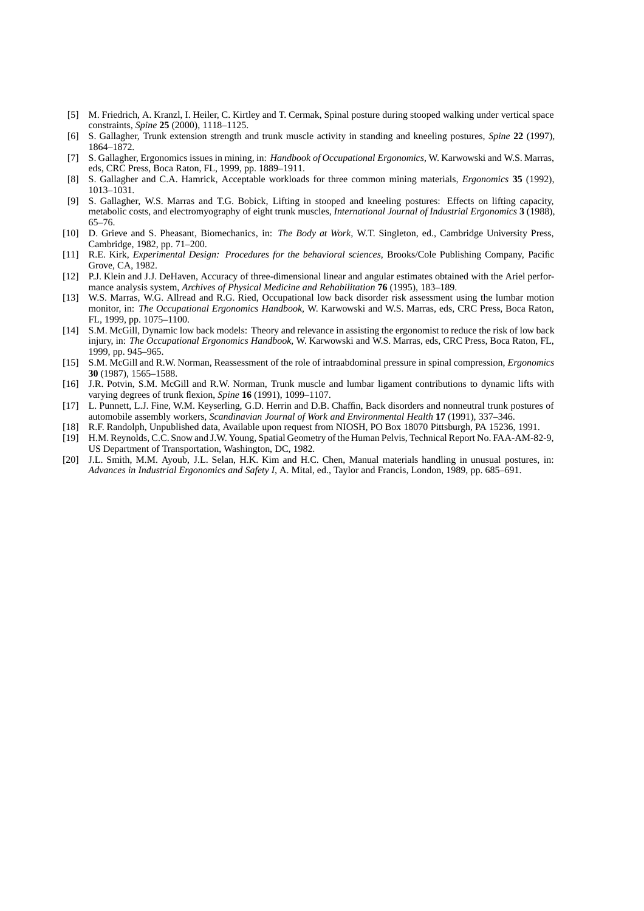[5] M. Friedrich, A. Kranzl, I. Heiler, C. Kirtley and T. Cermak, Spinal posture during stooped walking under vertical space constraints, *Spine* **25** (2000), 1118–1125.

[6] S. Gallagher, Trunk extension strength and trunk muscle activity in standing and kneeling postures, *Spine* **22** (1997), 1864–1872.

[7] S. Gallagher, Ergonomics issues in mining, in: *Handbook of Occupational Ergonomics*, W. Karwowski and W.S. Marras, eds, CRC Press, Boca Raton, FL, 1999, pp. 1889–1911.

[8] S. Gallagher and C.A. Hamrick, Acceptable workloads for three common mining materials, *Ergonomics* **35** (1992), 1013–1031.

[9] S. Gallagher, W.S. Marras and T.G. Bobick, Lifting in stooped and kneeling postures: Effects on lifting capacity, metabolic costs, and electromyography of eight trunk muscles, *International Journal of Industrial Ergonomics* **3** (1988), 65–76.

[10] D. Grieve and S. Pheasant, Biomechanics, in: *The Body at Work*, W.T. Singleton, ed., Cambridge University Press, Cambridge, 1982, pp. 71–200.

[11] R.E. Kirk, *Experimental Design: Procedures for the behavioral sciences*, Brooks/Cole Publishing Company, Pacific Grove, CA, 1982.

[12] P.J. Klein and J.J. DeHaven, Accuracy of three-dimensional linear and angular estimates obtained with the Ariel performance analysis system, *Archives of Physical Medicine and Rehabilitation* **76** (1995), 183–189.

[13] W.S. Marras, W.G. Allread and R.G. Ried, Occupational low back disorder risk assessment using the lumbar motion monitor, in: *The Occupational Ergonomics Handbook*, W. Karwowski and W.S. Marras, eds, CRC Press, Boca Raton, FL, 1999, pp. 1075–1100.

[14] S.M. McGill, Dynamic low back models: Theory and relevance in assisting the ergonomist to reduce the risk of low back injury, in: *The Occupational Ergonomics Handbook*, W. Karwowski and W.S. Marras, eds, CRC Press, Boca Raton, FL, 1999, pp. 945–965.

[15] S.M. McGill and R.W. Norman, Reassessment of the role of intraabdominal pressure in spinal compression, *Ergonomics* **30** (1987), 1565–1588.

[16] J.R. Potvin, S.M. McGill and R.W. Norman, Trunk muscle and lumbar ligament contributions to dynamic lifts with varying degrees of trunk flexion, *Spine* **16** (1991), 1099–1107.

[17] L. Punnett, L.J. Fine, W.M. Keyserling, G.D. Herrin and D.B. Chaffin, Back disorders and nonneutral trunk postures of automobile assembly workers, *Scandinavian Journal of Work and Environmental Health* **17** (1991), 337–346.

[18] R.F. Randolph, Unpublished data, Available upon request from NIOSH, PO Box 18070 Pittsburgh, PA 15236, 1991.

[19] H.M. Reynolds, C.C. Snow and J.W. Young, Spatial Geometry of the Human Pelvis, Technical Report No. FAA-AM-82-9, US Department of Transportation, Washington, DC, 1982.

[20] J.L. Smith, M.M. Ayoub, J.L. Selan, H.K. Kim and H.C. Chen, Manual materials handling in unusual postures, in: *Advances in Industrial Ergonomics and Safety I*, A. Mital, ed., Taylor and Francis, London, 1989, pp. 685–691.